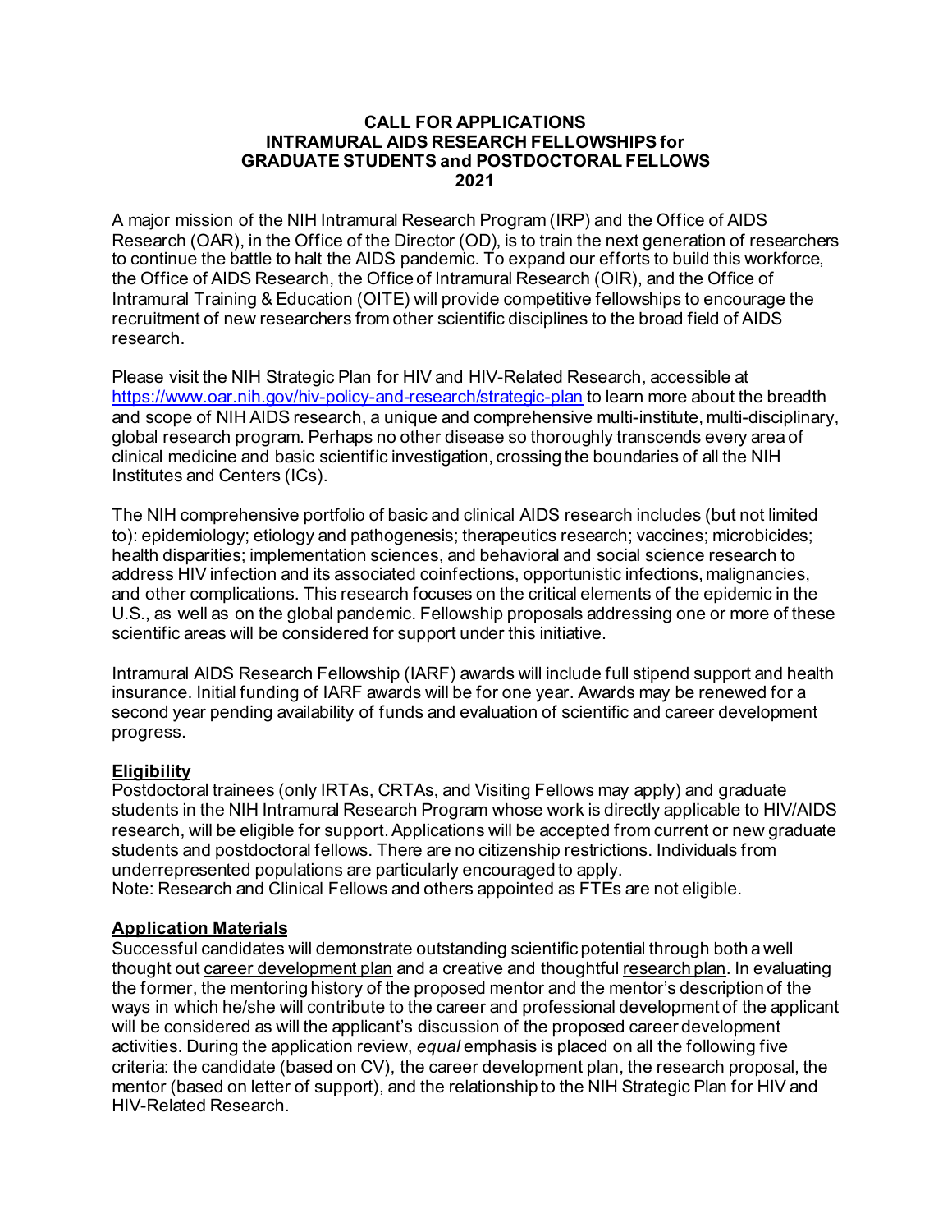# CALL FOR APPLICATIONS
# INTRAMURAL AIDS RESEARCH FELLOWSHIPS for GRADUATE STUDENTS and POSTDOCTORAL FELLOWS
# 2021

A major mission of the NIH Intramural Research Program (IRP) and the Office of AIDS Research (OAR), in the Office of the Director (OD), is to train the next generation of researchers to continue the battle to halt the AIDS pandemic. To expand our efforts to build this workforce, the Office of AIDS Research, the Office of Intramural Research (OIR), and the Office of Intramural Training & Education (OITE) will provide competitive fellowships to encourage the recruitment of new researchers from other scientific disciplines to the broad field of AIDS research.

Please visit the NIH Strategic Plan for HIV and HIV-Related Research, accessible at [https://www.oar.nih.gov/hiv-policy-and-research/strategic-plan](https://www.oar.nih.gov/hiv-policy-and-research/strategic-plan) to learn more about the breadth and scope of NIH AIDS research, a unique and comprehensive multi-institute, multi-disciplinary, global research program. Perhaps no other disease so thoroughly transcends every area of clinical medicine and basic scientific investigation, crossing the boundaries of all the NIH Institutes and Centers (ICs).

The NIH comprehensive portfolio of basic and clinical AIDS research includes (but not limited to): epidemiology; etiology and pathogenesis; therapeutics research; vaccines; microbicides; health disparities; implementation sciences, and behavioral and social science research to address HIV infection and its associated coinfections, opportunistic infections, malignancies, and other complications. This research focuses on the critical elements of the epidemic in the U.S., as well as on the global pandemic. Fellowship proposals addressing one or more of these scientific areas will be considered for support under this initiative.

Intramural AIDS Research Fellowship (IARF) awards will include full stipend support and health insurance. Initial funding of IARF awards will be for one year. Awards may be renewed for a second year pending availability of funds and evaluation of scientific and career development progress.

## Eligibility

Postdoctoral trainees (only IRTAs, CRTAs, and Visiting Fellows may apply) and graduate students in the NIH Intramural Research Program whose work is directly applicable to HIV/AIDS research, will be eligible for support. Applications will be accepted from current or new graduate students and postdoctoral fellows. There are no citizenship restrictions. Individuals from underrepresented populations are particularly encouraged to apply.
Note: Research and Clinical Fellows and others appointed as FTEs are not eligible.

## Application Materials

Successful candidates will demonstrate outstanding scientific potential through both a well thought out career development plan and a creative and thoughtful research plan. In evaluating the former, the mentoring history of the proposed mentor and the mentor's description of the ways in which he/she will contribute to the career and professional development of the applicant will be considered as will the applicant's discussion of the proposed career development activities. During the application review, *equal* emphasis is placed on all the following five criteria: the candidate (based on CV), the career development plan, the research proposal, the mentor (based on letter of support), and the relationship to the NIH Strategic Plan for HIV and HIV-Related Research.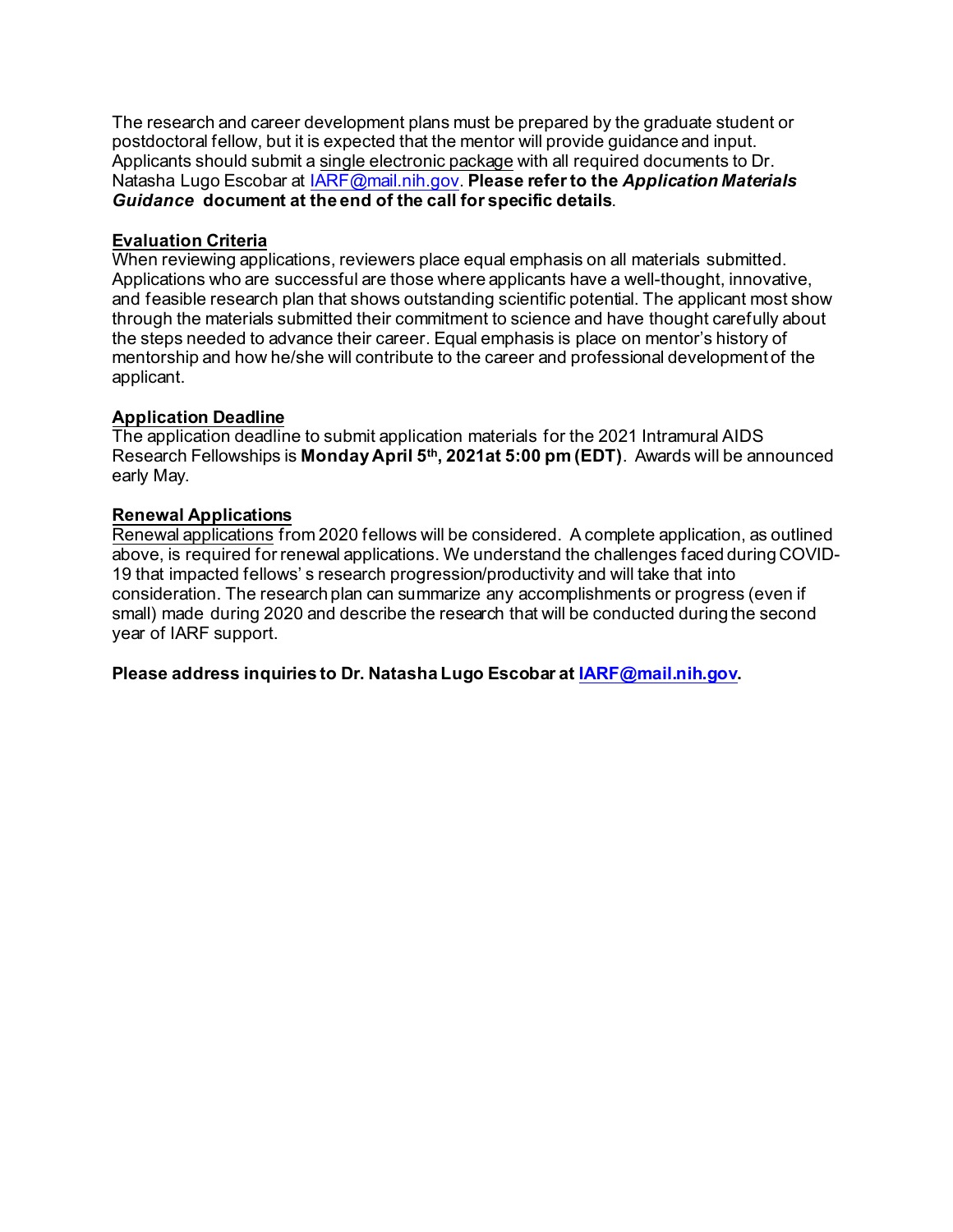The research and career development plans must be prepared by the graduate student or postdoctoral fellow, but it is expected that the mentor will provide guidance and input. Applicants should submit a single electronic package with all required documents to Dr. Natasha Lugo Escobar at IARF@mail.nih.gov. **Please refer to the *Application Materials Guidance* document at the end of the call for specific details**.

## Evaluation Criteria

When reviewing applications, reviewers place equal emphasis on all materials submitted. Applications who are successful are those where applicants have a well-thought, innovative, and feasible research plan that shows outstanding scientific potential. The applicant most show through the materials submitted their commitment to science and have thought carefully about the steps needed to advance their career. Equal emphasis is place on mentor's history of mentorship and how he/she will contribute to the career and professional development of the applicant.

## Application Deadline

The application deadline to submit application materials for the 2021 Intramural AIDS Research Fellowships is **Monday April 5th, 2021at 5:00 pm (EDT)**. Awards will be announced early May.

## Renewal Applications

Renewal applications from 2020 fellows will be considered. A complete application, as outlined above, is required for renewal applications. We understand the challenges faced during COVID-19 that impacted fellows' s research progression/productivity and will take that into consideration. The research plan can summarize any accomplishments or progress (even if small) made during 2020 and describe the research that will be conducted during the second year of IARF support.

**Please address inquiries to Dr. Natasha Lugo Escobar at IARF@mail.nih.gov.**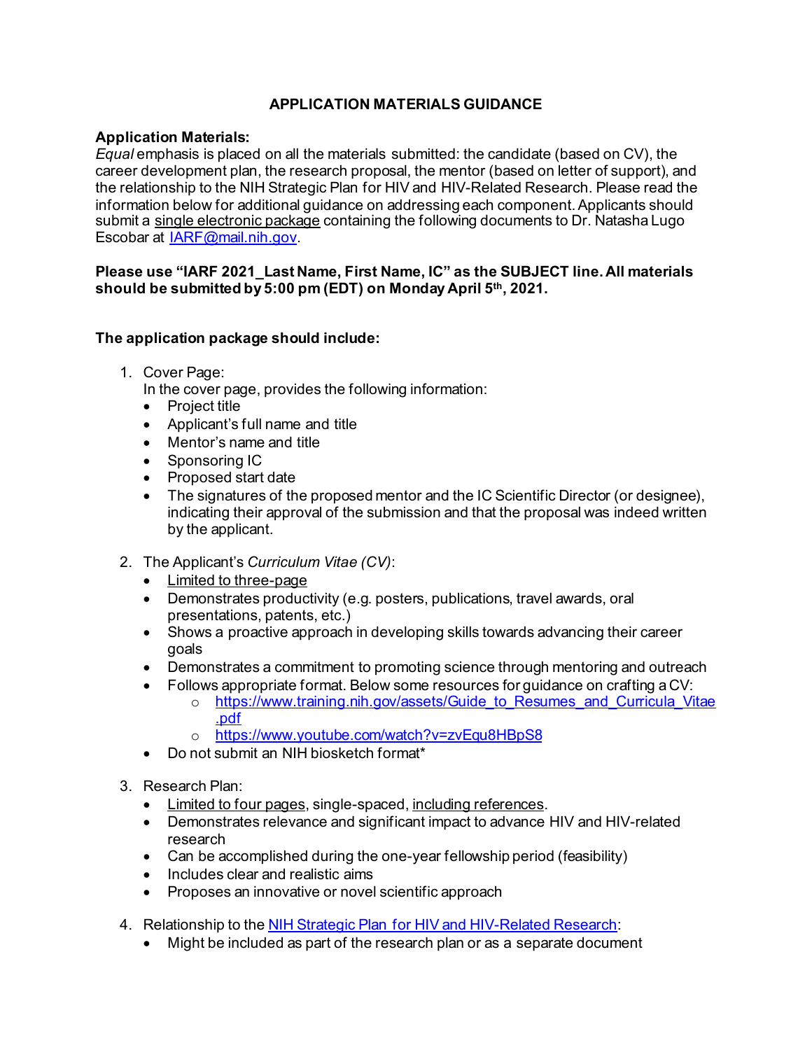# APPLICATION MATERIALS GUIDANCE

**Application Materials:**
*Equal* emphasis is placed on all the materials submitted: the candidate (based on CV), the career development plan, the research proposal, the mentor (based on letter of support), and the relationship to the NIH Strategic Plan for HIV and HIV-Related Research. Please read the information below for additional guidance on addressing each component. Applicants should submit a single electronic package containing the following documents to Dr. Natasha Lugo Escobar at [IARF@mail.nih.gov](mailto:IARF@mail.nih.gov).

**Please use "IARF 2021_Last Name, First Name, IC" as the SUBJECT line. All materials should be submitted by 5:00 pm (EDT) on Monday April 5th, 2021.**

**The application package should include:**

1. Cover Page:
   In the cover page, provides the following information:
   - Project title
   - Applicant's full name and title
   - Mentor's name and title
   - Sponsoring IC
   - Proposed start date
   - The signatures of the proposed mentor and the IC Scientific Director (or designee), indicating their approval of the submission and that the proposal was indeed written by the applicant.

2. The Applicant's *Curriculum Vitae (CV)*:
   - Limited to three-page
   - Demonstrates productivity (e.g. posters, publications, travel awards, oral presentations, patents, etc.)
   - Shows a proactive approach in developing skills towards advancing their career goals
   - Demonstrates a commitment to promoting science through mentoring and outreach
   - Follows appropriate format. Below some resources for guidance on crafting a CV:
     - https://www.training.nih.gov/assets/Guide_to_Resumes_and_Curricula_Vitae.pdf
     - https://www.youtube.com/watch?v=zvEqu8HBpS8
   - Do not submit an NIH biosketch format*

3. Research Plan:
   - Limited to four pages, single-spaced, including references.
   - Demonstrates relevance and significant impact to advance HIV and HIV-related research
   - Can be accomplished during the one-year fellowship period (feasibility)
   - Includes clear and realistic aims
   - Proposes an innovative or novel scientific approach

4. Relationship to the NIH Strategic Plan for HIV and HIV-Related Research:
   - Might be included as part of the research plan or as a separate document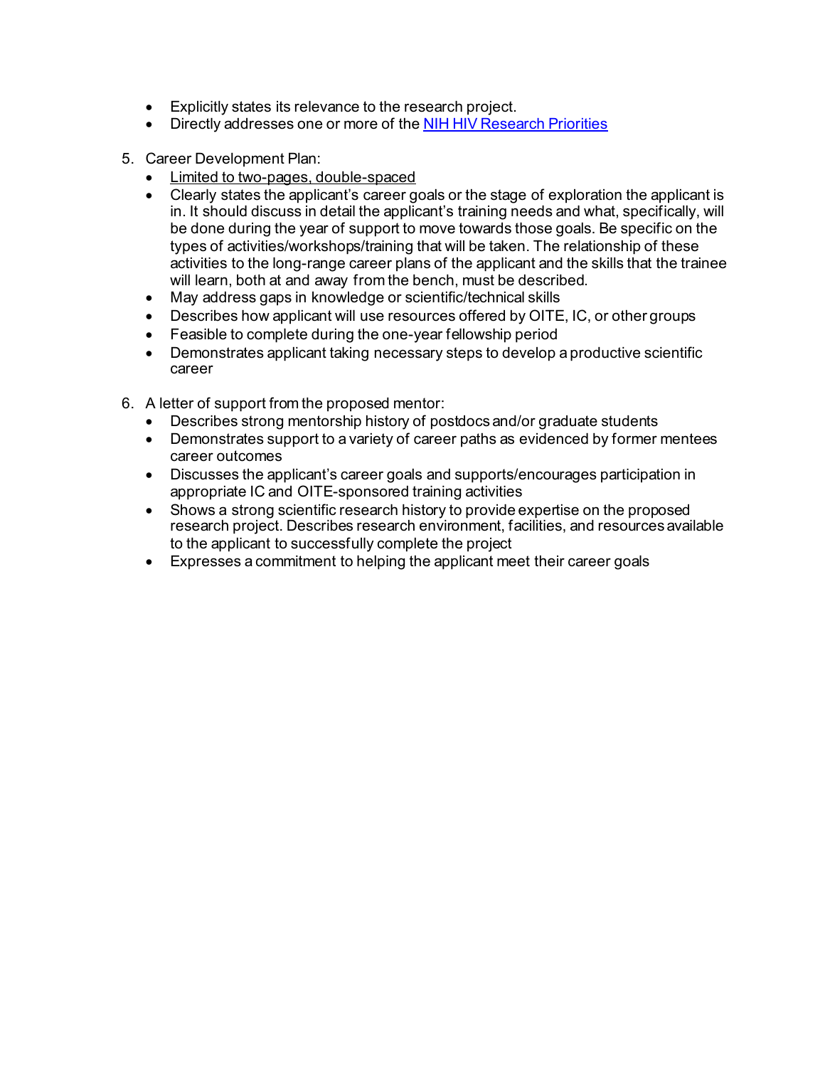- Explicitly states its relevance to the research project.
- Directly addresses one or more of the NIH HIV Research Priorities

5. Career Development Plan:
   - Limited to two-pages, double-spaced
   - Clearly states the applicant's career goals or the stage of exploration the applicant is in. It should discuss in detail the applicant's training needs and what, specifically, will be done during the year of support to move towards those goals. Be specific on the types of activities/workshops/training that will be taken. The relationship of these activities to the long-range career plans of the applicant and the skills that the trainee will learn, both at and away from the bench, must be described.
   - May address gaps in knowledge or scientific/technical skills
   - Describes how applicant will use resources offered by OITE, IC, or other groups
   - Feasible to complete during the one-year fellowship period
   - Demonstrates applicant taking necessary steps to develop a productive scientific career

6. A letter of support from the proposed mentor:
   - Describes strong mentorship history of postdocs and/or graduate students
   - Demonstrates support to a variety of career paths as evidenced by former mentees career outcomes
   - Discusses the applicant's career goals and supports/encourages participation in appropriate IC and OITE-sponsored training activities
   - Shows a strong scientific research history to provide expertise on the proposed research project. Describes research environment, facilities, and resources available to the applicant to successfully complete the project
   - Expresses a commitment to helping the applicant meet their career goals